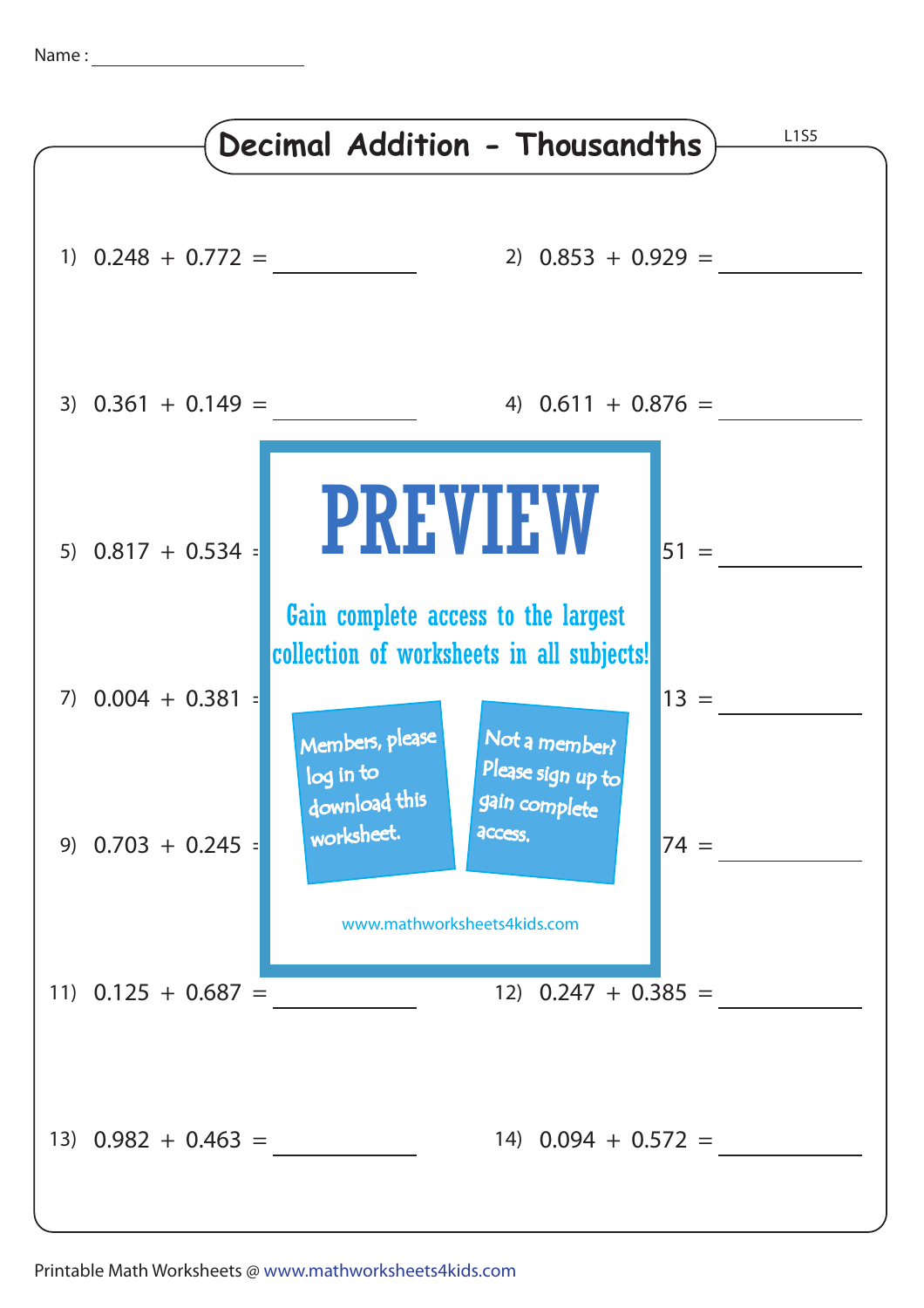Name : ______________________

# Decimal Addition - Thousandths

L1S5

1) 0.248 + 0.772 = __________

2) 0.853 + 0.929 = __________

3) 0.361 + 0.149 = __________

4) 0.611 + 0.876 = __________

5) 0.817 + 0.534 = __________

6) 51 = __________

7) 0.004 + 0.381 = __________

8) 13 = __________

9) 0.703 + 0.245 = __________

10) 74 = __________

PREVIEW

Gain complete access to the largest collection of worksheets in all subjects!

Members, please log in to download this worksheet.

Not a member? Please sign up to gain complete access.

www.mathworksheets4kids.com

11) 0.125 + 0.687 = __________

12) 0.247 + 0.385 = __________

13) 0.982 + 0.463 = __________

14) 0.094 + 0.572 = __________

Printable Math Worksheets @ www.mathworksheets4kids.com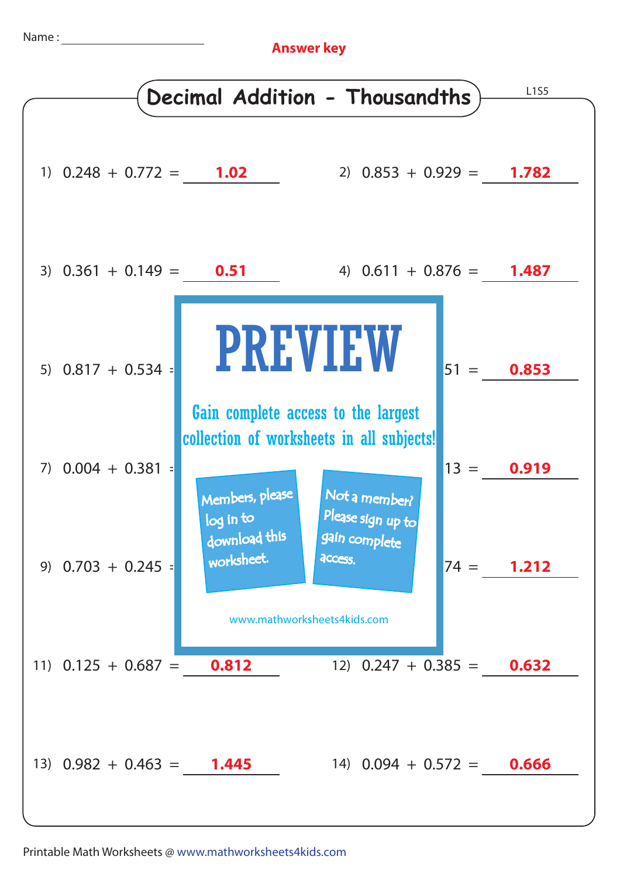Name : ____________________

**Answer key**

# Decimal Addition - Thousandths

L1S5

1) $0.248 + 0.772 =$ **1.02**

2) $0.853 + 0.929 =$ **1.782**

3) $0.361 + 0.149 =$ **0.51**

4) $0.611 + 0.876 =$ **1.487**

5) $0.817 + 0.534 =$

6) 51 = **0.853**

7) $0.004 + 0.381 =$

8) 13 = **0.919**

9) $0.703 + 0.245 =$

10) 74 = **1.212**

PREVIEW

Gain complete access to the largest collection of worksheets in all subjects!

Members, please log in to download this worksheet.

Not a member? Please sign up to gain complete access.

www.mathworksheets4kids.com

11) $0.125 + 0.687 =$ **0.812**

12) $0.247 + 0.385 =$ **0.632**

13) $0.982 + 0.463 =$ **1.445**

14) $0.094 + 0.572 =$ **0.666**

Printable Math Worksheets @ www.mathworksheets4kids.com